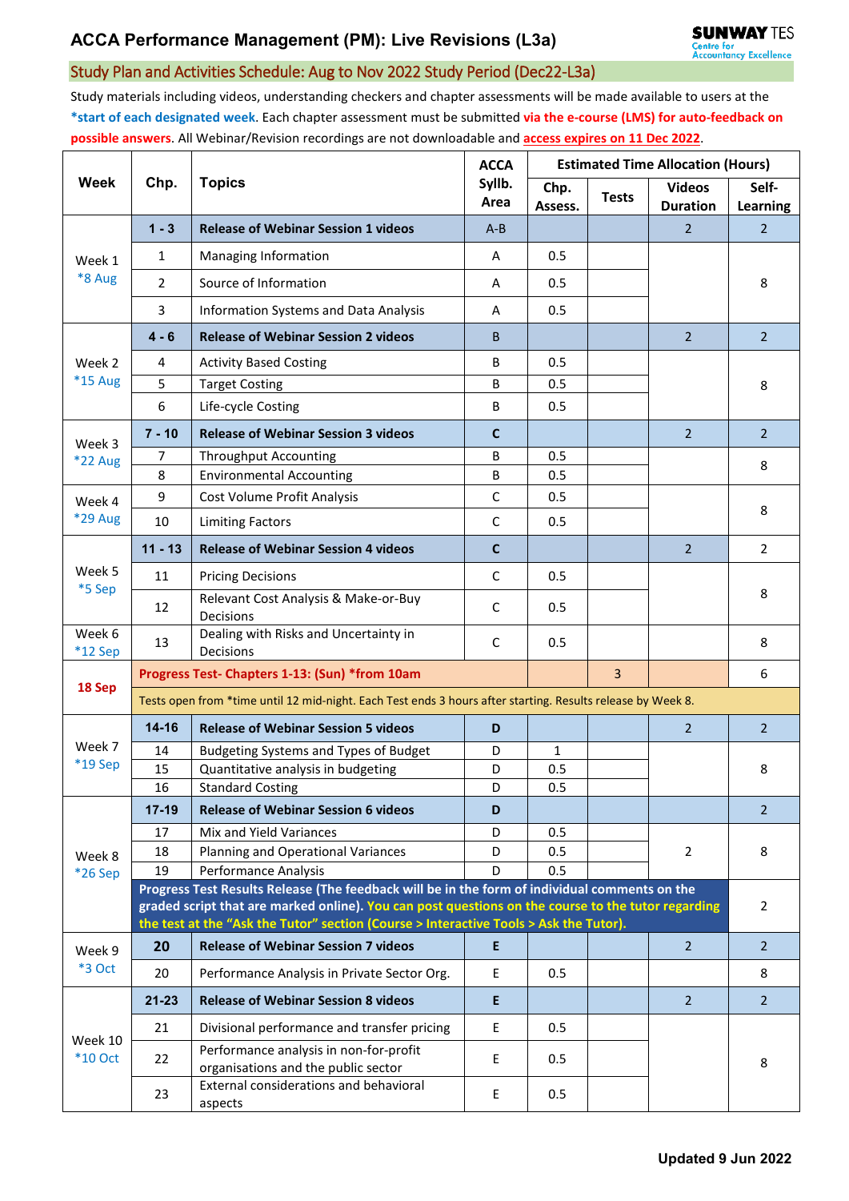# ACCA Performance Management (PM): Live Revisions (L3a)

SUNWAY TES Centre for Accountancy Excellence

## Study Plan and Activities Schedule: Aug to Nov 2022 Study Period (Dec22-L3a)

Study materials including videos, understanding checkers and chapter assessments will be made available to users at the **\*start of each designated week**. Each chapter assessment must be submitted **via the e-course (LMS) for auto-feedback on possible answers**. All Webinar/Revision recordings are not downloadable and **access expires on 11 Dec 2022**.

| Week | Chp. | Topics | ACCA Syllb. Area | Estimated Time Allocation (Hours) | | | |
|---|---|---|---|---|---|---|---|
| | | | | Chp. Assess. | Tests | Videos Duration | Self-Learning |
| Week 1 *8 Aug | 1 - 3 | **Release of Webinar Session 1 videos** | A-B | | | 2 | 2 |
| | 1 | Managing Information | A | 0.5 | | | 8 |
| | 2 | Source of Information | A | 0.5 | | | |
| | 3 | Information Systems and Data Analysis | A | 0.5 | | | |
| Week 2 *15 Aug | 4 - 6 | **Release of Webinar Session 2 videos** | B | | | 2 | 2 |
| | 4 | Activity Based Costing | B | 0.5 | | | 8 |
| | 5 | Target Costing | B | 0.5 | | | |
| | 6 | Life-cycle Costing | B | 0.5 | | | |
| Week 3 *22 Aug | 7 - 10 | **Release of Webinar Session 3 videos** | C | | | 2 | 2 |
| | 7 | Throughput Accounting | B | 0.5 | | | 8 |
| | 8 | Environmental Accounting | B | 0.5 | | | |
| Week 4 *29 Aug | 9 | Cost Volume Profit Analysis | C | 0.5 | | | 8 |
| | 10 | Limiting Factors | C | 0.5 | | | |
| Week 5 *5 Sep | 11 - 13 | **Release of Webinar Session 4 videos** | C | | | 2 | 2 |
| | 11 | Pricing Decisions | C | 0.5 | | | 8 |
| | 12 | Relevant Cost Analysis & Make-or-Buy Decisions | C | 0.5 | | | |
| Week 6 *12 Sep | 13 | Dealing with Risks and Uncertainty in Decisions | C | 0.5 | | | 8 |
| 18 Sep | **Progress Test- Chapters 1-13: (Sun) *from 10am** | | | | 3 | | 6 |
| | Tests open from *time until 12 mid-night. Each Test ends 3 hours after starting. Results release by Week 8. | | | | | | |
| Week 7 *19 Sep | 14-16 | **Release of Webinar Session 5 videos** | D | | | 2 | 2 |
| | 14 | Budgeting Systems and Types of Budget | D | 1 | | | 8 |
| | 15 | Quantitative analysis in budgeting | D | 0.5 | | | |
| | 16 | Standard Costing | D | 0.5 | | | |
| Week 8 *26 Sep | 17-19 | **Release of Webinar Session 6 videos** | D | | | | 2 |
| | 17 | Mix and Yield Variances | D | 0.5 | | 2 | 8 |
| | 18 | Planning and Operational Variances | D | 0.5 | | | |
| | 19 | Performance Analysis | D | 0.5 | | | |
| | **Progress Test Results Release (The feedback will be in the form of individual comments on the graded script that are marked online). You can post questions on the course to the tutor regarding the test at the "Ask the Tutor" section (Course > Interactive Tools > Ask the Tutor).** | | | | | | 2 |
| Week 9 *3 Oct | 20 | **Release of Webinar Session 7 videos** | E | | | 2 | 2 |
| | 20 | Performance Analysis in Private Sector Org. | E | 0.5 | | | 8 |
| Week 10 *10 Oct | 21-23 | **Release of Webinar Session 8 videos** | E | | | 2 | 2 |
| | 21 | Divisional performance and transfer pricing | E | 0.5 | | | 8 |
| | 22 | Performance analysis in non-for-profit organisations and the public sector | E | 0.5 | | | |
| | 23 | External considerations and behavioral aspects | E | 0.5 | | | |

**Updated 9 Jun 2022**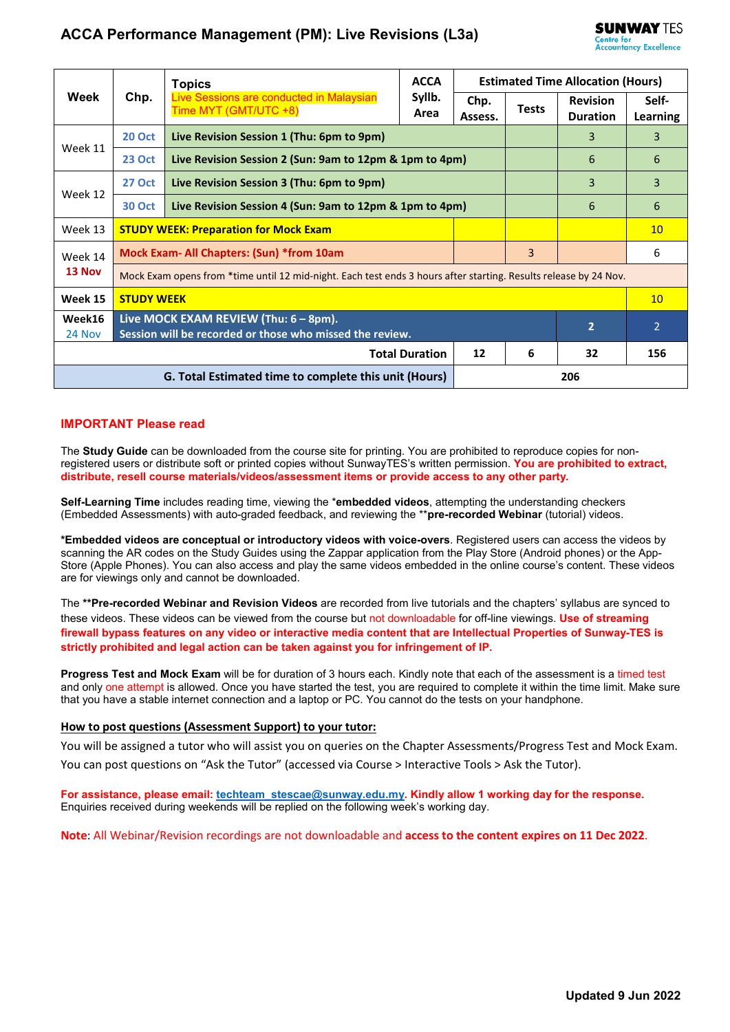# ACCA Performance Management (PM): Live Revisions (L3a)

| Week | Chp. | Topics<br>Live Sessions are conducted in Malaysian Time MYT (GMT/UTC +8) | ACCA Syllb. Area | Estimated Time Allocation (Hours) | | | |
|---|---|---|---|---|---|---|---|
| | | | | Chp. Assess. | Tests | Revision Duration | Self-Learning |
| Week 11 | 20 Oct | Live Revision Session 1 (Thu: 6pm to 9pm) | | | | 3 | 3 |
| | 23 Oct | Live Revision Session 2 (Sun: 9am to 12pm & 1pm to 4pm) | | | | 6 | 6 |
| Week 12 | 27 Oct | Live Revision Session 3 (Thu: 6pm to 9pm) | | | | 3 | 3 |
| | 30 Oct | Live Revision Session 4 (Sun: 9am to 12pm & 1pm to 4pm) | | | | 6 | 6 |
| Week 13 | STUDY WEEK: Preparation for Mock Exam | | | | | | 10 |
| Week 14<br>13 Nov | Mock Exam- All Chapters: (Sun) *from 10am | | | | 3 | | 6 |
| | Mock Exam opens from *time until 12 mid-night. Each test ends 3 hours after starting. Results release by 24 Nov. | | | | | | |
| Week 15 | STUDY WEEK | | | | | | 10 |
| Week16<br>24 Nov | Live MOCK EXAM REVIEW (Thu: 6 – 8pm).<br>Session will be recorded or those who missed the review. | | | | | 2 | 2 |
| | | | Total Duration | 12 | 6 | 32 | 156 |
| | | | G. Total Estimated time to complete this unit (Hours) | 206 | | | |

## IMPORTANT Please read

The **Study Guide** can be downloaded from the course site for printing. You are prohibited to reproduce copies for non-registered users or distribute soft or printed copies without SunwayTES's written permission. **You are prohibited to extract, distribute, resell course materials/videos/assessment items or provide access to any other party.**

**Self-Learning Time** includes reading time, viewing the ***embedded videos**, attempting the understanding checkers (Embedded Assessments) with auto-graded feedback, and reviewing the ****pre-recorded Webinar** (tutorial) videos.

***Embedded videos are conceptual or introductory videos with voice-overs**. Registered users can access the videos by scanning the AR codes on the Study Guides using the Zappar application from the Play Store (Android phones) or the App-Store (Apple Phones). You can also access and play the same videos embedded in the online course's content. These videos are for viewings only and cannot be downloaded.

The ****Pre-recorded Webinar and Revision Videos** are recorded from live tutorials and the chapters' syllabus are synced to these videos. These videos can be viewed from the course but not downloadable for off-line viewings. **Use of streaming firewall bypass features on any video or interactive media content that are Intellectual Properties of Sunway-TES is strictly prohibited and legal action can be taken against you for infringement of IP.**

**Progress Test and Mock Exam** will be for duration of 3 hours each. Kindly note that each of the assessment is a timed test and only one attempt is allowed. Once you have started the test, you are required to complete it within the time limit. Make sure that you have a stable internet connection and a laptop or PC. You cannot do the tests on your handphone.

**How to post questions (Assessment Support) to your tutor:**

You will be assigned a tutor who will assist you on queries on the Chapter Assessments/Progress Test and Mock Exam. You can post questions on "Ask the Tutor" (accessed via Course > Interactive Tools > Ask the Tutor).

**For assistance, please email: techteam_stescae@sunway.edu.my. Kindly allow 1 working day for the response.**
Enquiries received during weekends will be replied on the following week's working day.

**Note**: All Webinar/Revision recordings are not downloadable and **access to the content expires on 11 Dec 2022**.

Updated 9 Jun 2022